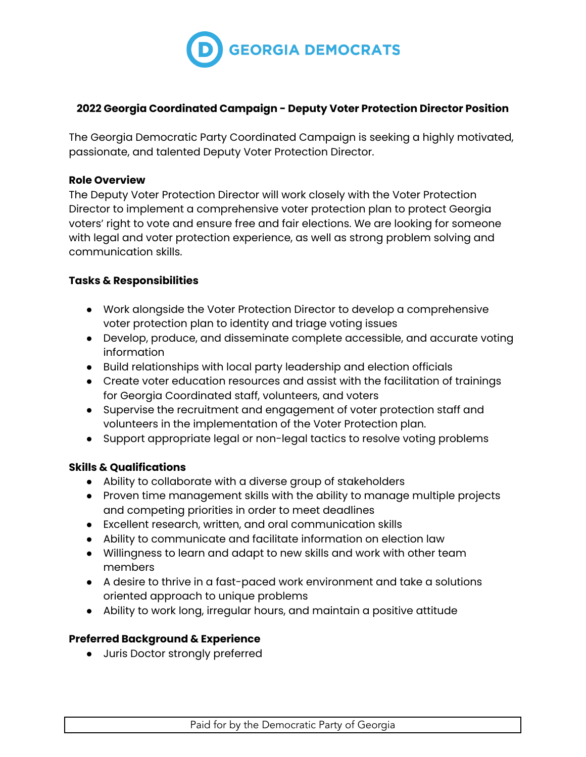GEORGIA DEMOCRATS

**2022 Georgia Coordinated Campaign - Deputy Voter Protection Director Position**

The Georgia Democratic Party Coordinated Campaign is seeking a highly motivated, passionate, and talented Deputy Voter Protection Director.

**Role Overview**

The Deputy Voter Protection Director will work closely with the Voter Protection Director to implement a comprehensive voter protection plan to protect Georgia voters' right to vote and ensure free and fair elections. We are looking for someone with legal and voter protection experience, as well as strong problem solving and communication skills.

**Tasks & Responsibilities**

- Work alongside the Voter Protection Director to develop a comprehensive voter protection plan to identity and triage voting issues
- Develop, produce, and disseminate complete accessible, and accurate voting information
- Build relationships with local party leadership and election officials
- Create voter education resources and assist with the facilitation of trainings for Georgia Coordinated staff, volunteers, and voters
- Supervise the recruitment and engagement of voter protection staff and volunteers in the implementation of the Voter Protection plan.
- Support appropriate legal or non-legal tactics to resolve voting problems

**Skills & Qualifications**

- Ability to collaborate with a diverse group of stakeholders
- Proven time management skills with the ability to manage multiple projects and competing priorities in order to meet deadlines
- Excellent research, written, and oral communication skills
- Ability to communicate and facilitate information on election law
- Willingness to learn and adapt to new skills and work with other team members
- A desire to thrive in a fast-paced work environment and take a solutions oriented approach to unique problems
- Ability to work long, irregular hours, and maintain a positive attitude

**Preferred Background & Experience**

- Juris Doctor strongly preferred

Paid for by the Democratic Party of Georgia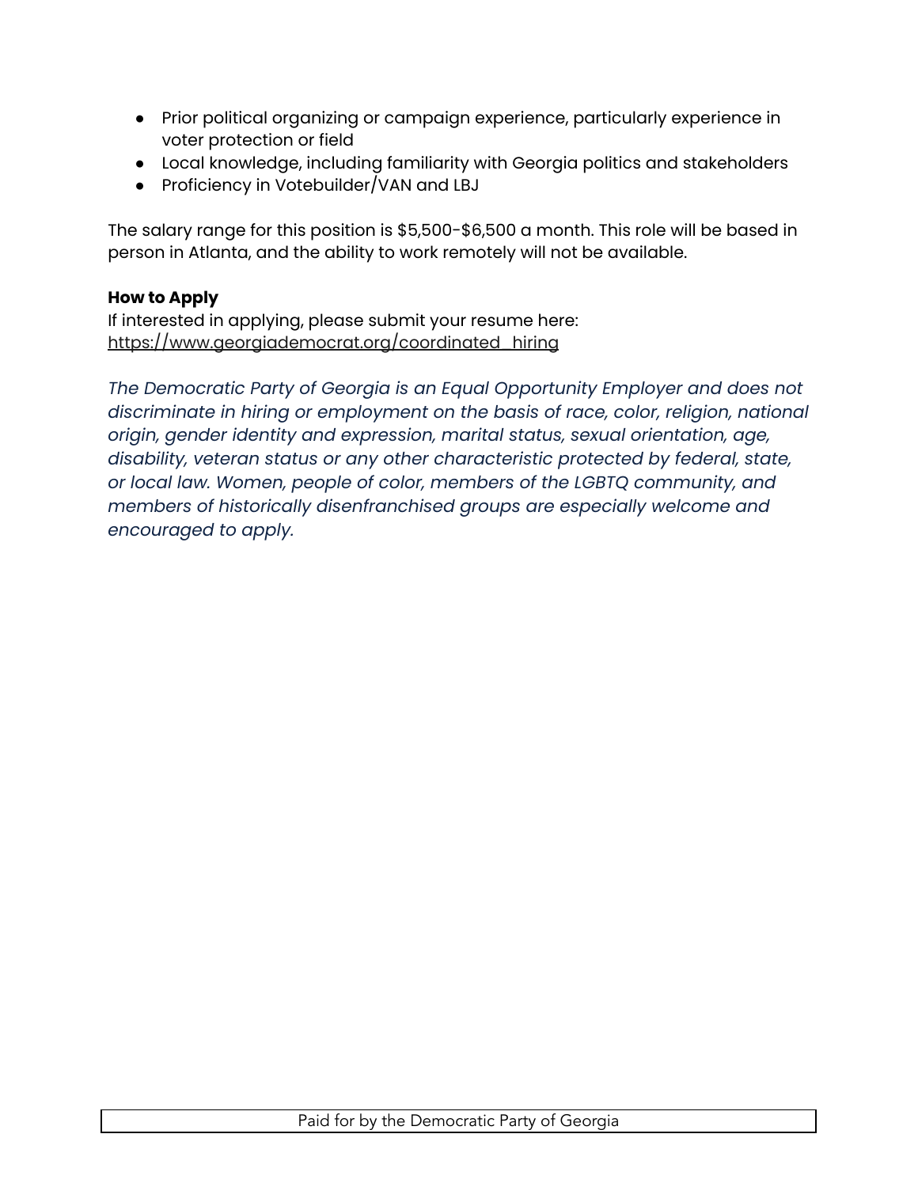- Prior political organizing or campaign experience, particularly experience in voter protection or field
- Local knowledge, including familiarity with Georgia politics and stakeholders
- Proficiency in Votebuilder/VAN and LBJ

The salary range for this position is $5,500-$6,500 a month. This role will be based in person in Atlanta, and the ability to work remotely will not be available.

**How to Apply**

If interested in applying, please submit your resume here: https://www.georgiademocrat.org/coordinated_hiring

*The Democratic Party of Georgia is an Equal Opportunity Employer and does not discriminate in hiring or employment on the basis of race, color, religion, national origin, gender identity and expression, marital status, sexual orientation, age, disability, veteran status or any other characteristic protected by federal, state, or local law. Women, people of color, members of the LGBTQ community, and members of historically disenfranchised groups are especially welcome and encouraged to apply.*

Paid for by the Democratic Party of Georgia